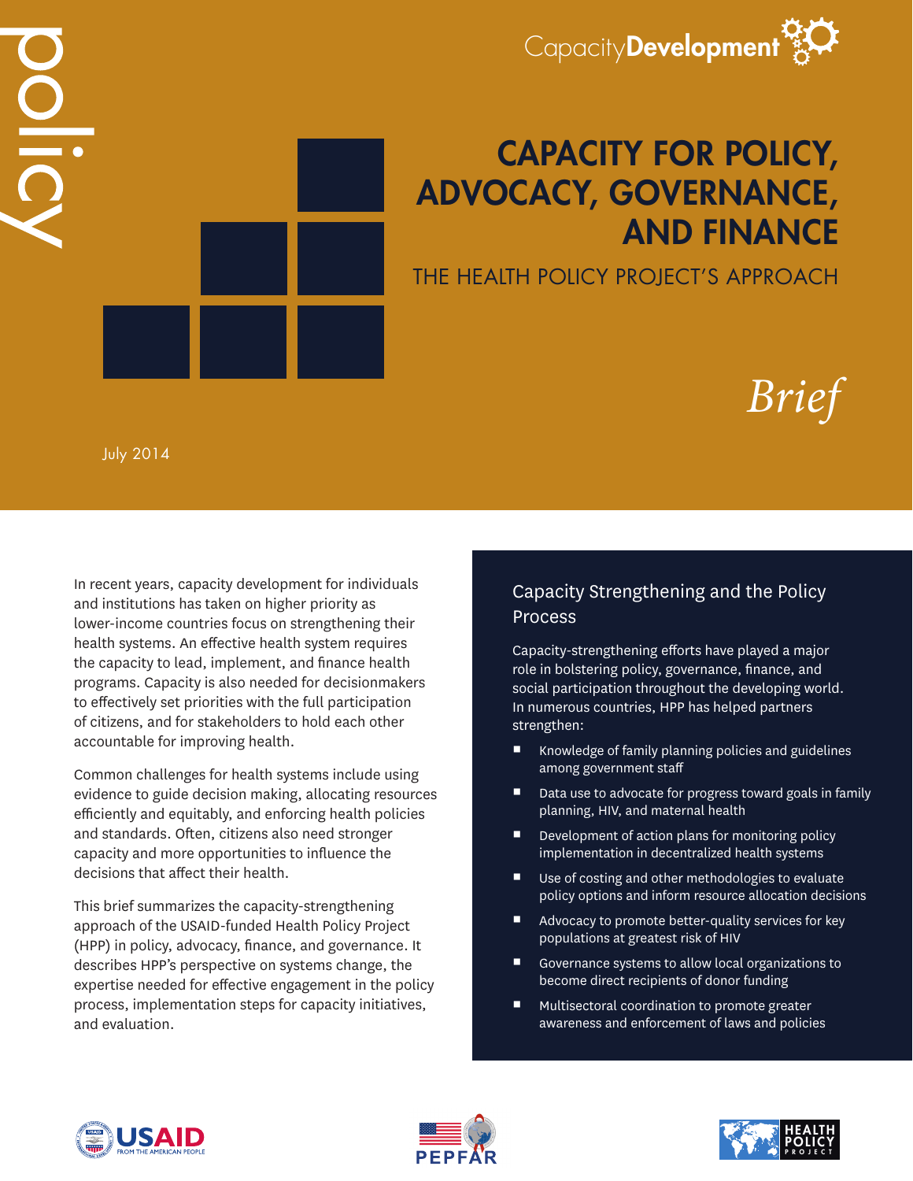policy

Capacity**Development**

# CAPACITY FOR POLICY, ADVOCACY, GOVERNANCE, AND FINANCE

## THE HEALTH POLICY PROJECT'S APPROACH

*Brief*

July 2014

In recent years, capacity development for individuals and institutions has taken on higher priority as lower-income countries focus on strengthening their health systems. An effective health system requires the capacity to lead, implement, and finance health programs. Capacity is also needed for decisionmakers to effectively set priorities with the full participation of citizens, and for stakeholders to hold each other accountable for improving health.

Common challenges for health systems include using evidence to guide decision making, allocating resources efficiently and equitably, and enforcing health policies and standards. Often, citizens also need stronger capacity and more opportunities to influence the decisions that affect their health.

This brief summarizes the capacity-strengthening approach of the USAID-funded Health Policy Project (HPP) in policy, advocacy, finance, and governance. It describes HPP's perspective on systems change, the expertise needed for effective engagement in the policy process, implementation steps for capacity initiatives, and evaluation.

### Capacity Strengthening and the Policy Process

Capacity-strengthening efforts have played a major role in bolstering policy, governance, finance, and social participation throughout the developing world. In numerous countries, HPP has helped partners strengthen:

- Knowledge of family planning policies and guidelines among government staff
- Data use to advocate for progress toward goals in family planning, HIV, and maternal health
- Development of action plans for monitoring policy implementation in decentralized health systems
- Use of costing and other methodologies to evaluate policy options and inform resource allocation decisions
- Advocacy to promote better-quality services for key populations at greatest risk of HIV
- Governance systems to allow local organizations to become direct recipients of donor funding
- Multisectoral coordination to promote greater awareness and enforcement of laws and policies

USAID FROM THE AMERICAN PEOPLE

PEPFAR

HEALTH POLICY PROJECT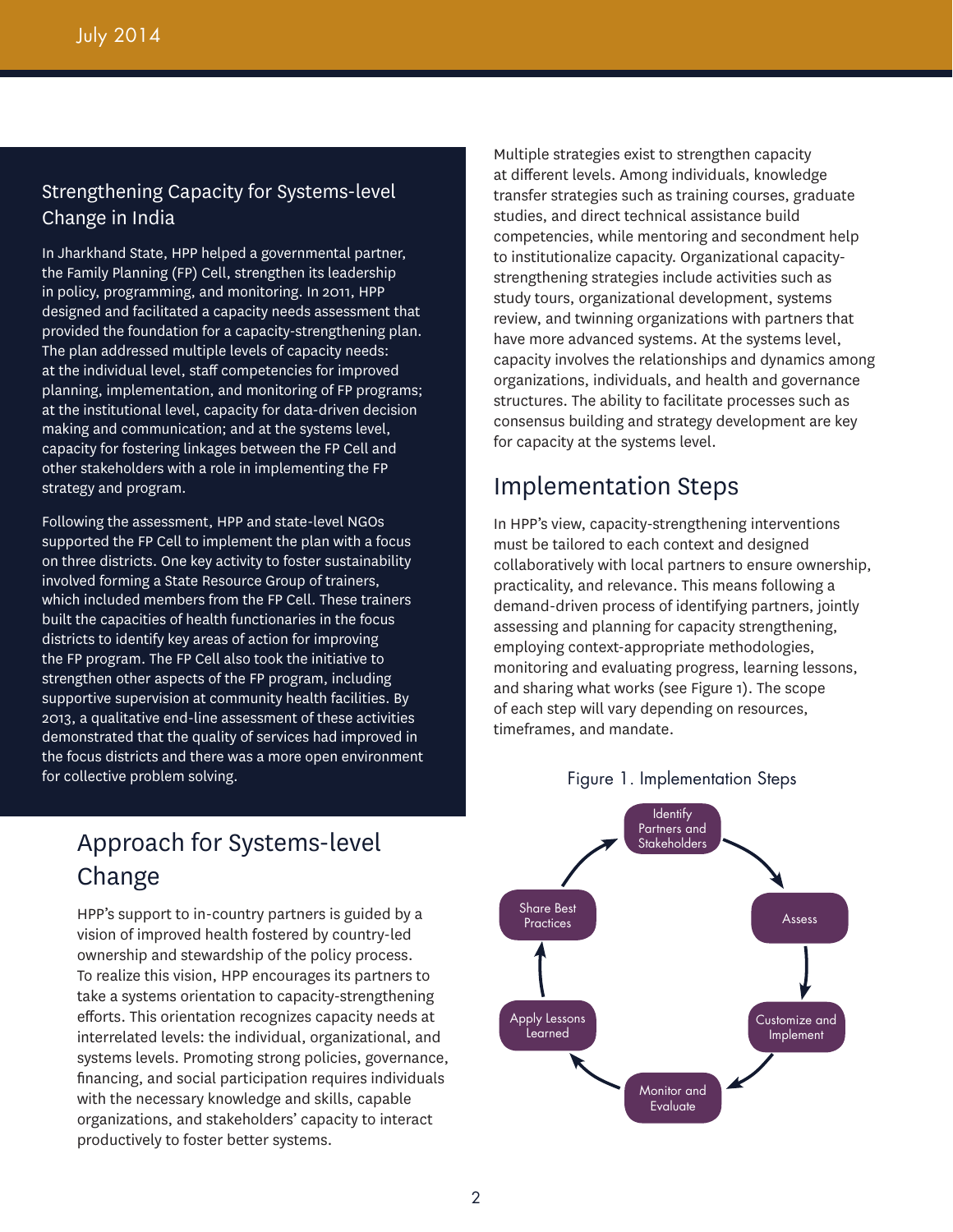## Strengthening Capacity for Systems-level Change in India

In Jharkhand State, HPP helped a governmental partner, the Family Planning (FP) Cell, strengthen its leadership in policy, programming, and monitoring. In 2011, HPP designed and facilitated a capacity needs assessment that provided the foundation for a capacity-strengthening plan. The plan addressed multiple levels of capacity needs: at the individual level, staff competencies for improved planning, implementation, and monitoring of FP programs; at the institutional level, capacity for data-driven decision making and communication; and at the systems level, capacity for fostering linkages between the FP Cell and other stakeholders with a role in implementing the FP strategy and program.

Following the assessment, HPP and state-level NGOs supported the FP Cell to implement the plan with a focus on three districts. One key activity to foster sustainability involved forming a State Resource Group of trainers, which included members from the FP Cell. These trainers built the capacities of health functionaries in the focus districts to identify key areas of action for improving the FP program. The FP Cell also took the initiative to strengthen other aspects of the FP program, including supportive supervision at community health facilities. By 2013, a qualitative end-line assessment of these activities demonstrated that the quality of services had improved in the focus districts and there was a more open environment for collective problem solving.

## Approach for Systems-level Change

HPP's support to in-country partners is guided by a vision of improved health fostered by country-led ownership and stewardship of the policy process. To realize this vision, HPP encourages its partners to take a systems orientation to capacity-strengthening efforts. This orientation recognizes capacity needs at interrelated levels: the individual, organizational, and systems levels. Promoting strong policies, governance, financing, and social participation requires individuals with the necessary knowledge and skills, capable organizations, and stakeholders' capacity to interact productively to foster better systems.

Multiple strategies exist to strengthen capacity at different levels. Among individuals, knowledge transfer strategies such as training courses, graduate studies, and direct technical assistance build competencies, while mentoring and secondment help to institutionalize capacity. Organizational capacity-strengthening strategies include activities such as study tours, organizational development, systems review, and twinning organizations with partners that have more advanced systems. At the systems level, capacity involves the relationships and dynamics among organizations, individuals, and health and governance structures. The ability to facilitate processes such as consensus building and strategy development are key for capacity at the systems level.

## Implementation Steps

In HPP's view, capacity-strengthening interventions must be tailored to each context and designed collaboratively with local partners to ensure ownership, practicality, and relevance. This means following a demand-driven process of identifying partners, jointly assessing and planning for capacity strengthening, employing context-appropriate methodologies, monitoring and evaluating progress, learning lessons, and sharing what works (see Figure 1). The scope of each step will vary depending on resources, timeframes, and mandate.

Figure 1. Implementation Steps

Identify Partners and Stakeholders → Assess → Customize and Implement → Monitor and Evaluate → Apply Lessons Learned → Share Best Practices → Identify Partners and Stakeholders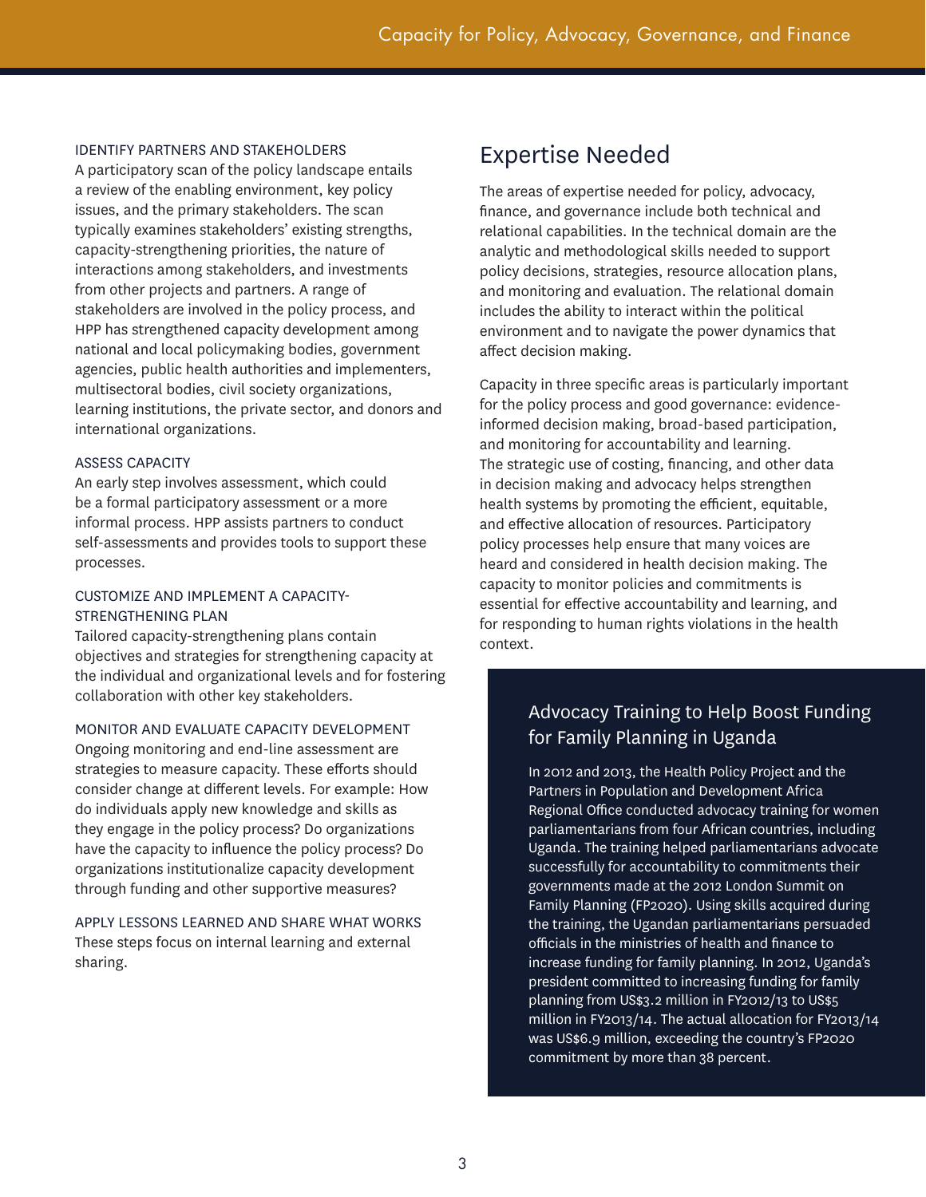### IDENTIFY PARTNERS AND STAKEHOLDERS

A participatory scan of the policy landscape entails a review of the enabling environment, key policy issues, and the primary stakeholders. The scan typically examines stakeholders' existing strengths, capacity-strengthening priorities, the nature of interactions among stakeholders, and investments from other projects and partners. A range of stakeholders are involved in the policy process, and HPP has strengthened capacity development among national and local policymaking bodies, government agencies, public health authorities and implementers, multisectoral bodies, civil society organizations, learning institutions, the private sector, and donors and international organizations.

### ASSESS CAPACITY

An early step involves assessment, which could be a formal participatory assessment or a more informal process. HPP assists partners to conduct self-assessments and provides tools to support these processes.

### CUSTOMIZE AND IMPLEMENT A CAPACITY-STRENGTHENING PLAN

Tailored capacity-strengthening plans contain objectives and strategies for strengthening capacity at the individual and organizational levels and for fostering collaboration with other key stakeholders.

### MONITOR AND EVALUATE CAPACITY DEVELOPMENT

Ongoing monitoring and end-line assessment are strategies to measure capacity. These efforts should consider change at different levels. For example: How do individuals apply new knowledge and skills as they engage in the policy process? Do organizations have the capacity to influence the policy process? Do organizations institutionalize capacity development through funding and other supportive measures?

### APPLY LESSONS LEARNED AND SHARE WHAT WORKS

These steps focus on internal learning and external sharing.

## Expertise Needed

The areas of expertise needed for policy, advocacy, finance, and governance include both technical and relational capabilities. In the technical domain are the analytic and methodological skills needed to support policy decisions, strategies, resource allocation plans, and monitoring and evaluation. The relational domain includes the ability to interact within the political environment and to navigate the power dynamics that affect decision making.

Capacity in three specific areas is particularly important for the policy process and good governance: evidence-informed decision making, broad-based participation, and monitoring for accountability and learning. The strategic use of costing, financing, and other data in decision making and advocacy helps strengthen health systems by promoting the efficient, equitable, and effective allocation of resources. Participatory policy processes help ensure that many voices are heard and considered in health decision making. The capacity to monitor policies and commitments is essential for effective accountability and learning, and for responding to human rights violations in the health context.

### Advocacy Training to Help Boost Funding for Family Planning in Uganda

In 2012 and 2013, the Health Policy Project and the Partners in Population and Development Africa Regional Office conducted advocacy training for women parliamentarians from four African countries, including Uganda. The training helped parliamentarians advocate successfully for accountability to commitments their governments made at the 2012 London Summit on Family Planning (FP2020). Using skills acquired during the training, the Ugandan parliamentarians persuaded officials in the ministries of health and finance to increase funding for family planning. In 2012, Uganda's president committed to increasing funding for family planning from US$3.2 million in FY2012/13 to US$5 million in FY2013/14. The actual allocation for FY2013/14 was US$6.9 million, exceeding the country's FP2020 commitment by more than 38 percent.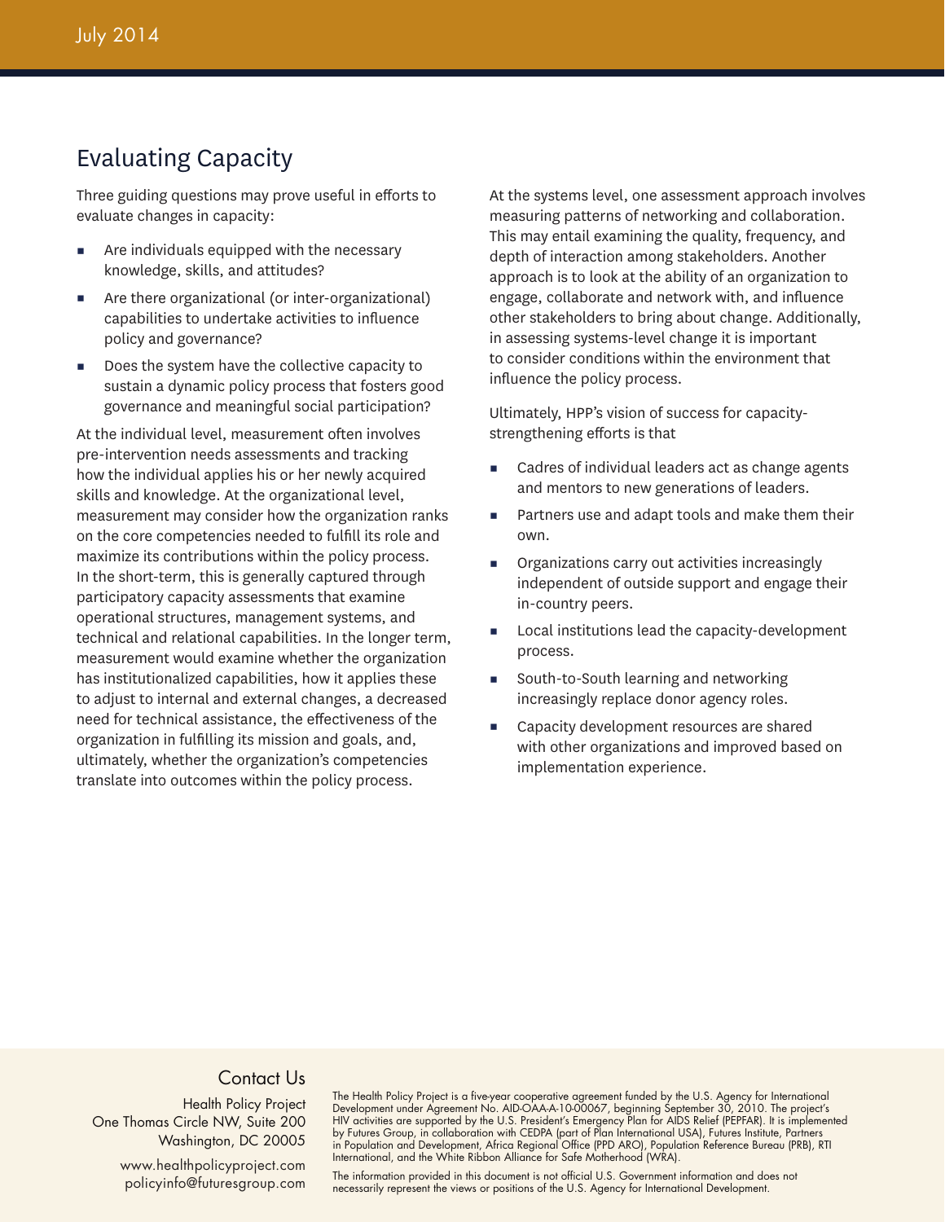## Evaluating Capacity

Three guiding questions may prove useful in efforts to evaluate changes in capacity:

- Are individuals equipped with the necessary knowledge, skills, and attitudes?
- Are there organizational (or inter-organizational) capabilities to undertake activities to influence policy and governance?
- Does the system have the collective capacity to sustain a dynamic policy process that fosters good governance and meaningful social participation?

At the individual level, measurement often involves pre-intervention needs assessments and tracking how the individual applies his or her newly acquired skills and knowledge. At the organizational level, measurement may consider how the organization ranks on the core competencies needed to fulfill its role and maximize its contributions within the policy process. In the short-term, this is generally captured through participatory capacity assessments that examine operational structures, management systems, and technical and relational capabilities. In the longer term, measurement would examine whether the organization has institutionalized capabilities, how it applies these to adjust to internal and external changes, a decreased need for technical assistance, the effectiveness of the organization in fulfilling its mission and goals, and, ultimately, whether the organization's competencies translate into outcomes within the policy process.

At the systems level, one assessment approach involves measuring patterns of networking and collaboration. This may entail examining the quality, frequency, and depth of interaction among stakeholders. Another approach is to look at the ability of an organization to engage, collaborate and network with, and influence other stakeholders to bring about change. Additionally, in assessing systems-level change it is important to consider conditions within the environment that influence the policy process.

Ultimately, HPP's vision of success for capacity-strengthening efforts is that

- Cadres of individual leaders act as change agents and mentors to new generations of leaders.
- Partners use and adapt tools and make them their own.
- Organizations carry out activities increasingly independent of outside support and engage their in-country peers.
- Local institutions lead the capacity-development process.
- South-to-South learning and networking increasingly replace donor agency roles.
- Capacity development resources are shared with other organizations and improved based on implementation experience.

### Contact Us

Health Policy Project
One Thomas Circle NW, Suite 200
Washington, DC 20005

www.healthpolicyproject.com
policyinfo@futuresgroup.com

The Health Policy Project is a five-year cooperative agreement funded by the U.S. Agency for International Development under Agreement No. AID-OAA-A-10-00067, beginning September 30, 2010. The project's HIV activities are supported by the U.S. President's Emergency Plan for AIDS Relief (PEPFAR). It is implemented by Futures Group, in collaboration with CEDPA (part of Plan International USA), Futures Institute, Partners in Population and Development, Africa Regional Office (PPD ARO), Population Reference Bureau (PRB), RTI International, and the White Ribbon Alliance for Safe Motherhood (WRA).

The information provided in this document is not official U.S. Government information and does not necessarily represent the views or positions of the U.S. Agency for International Development.